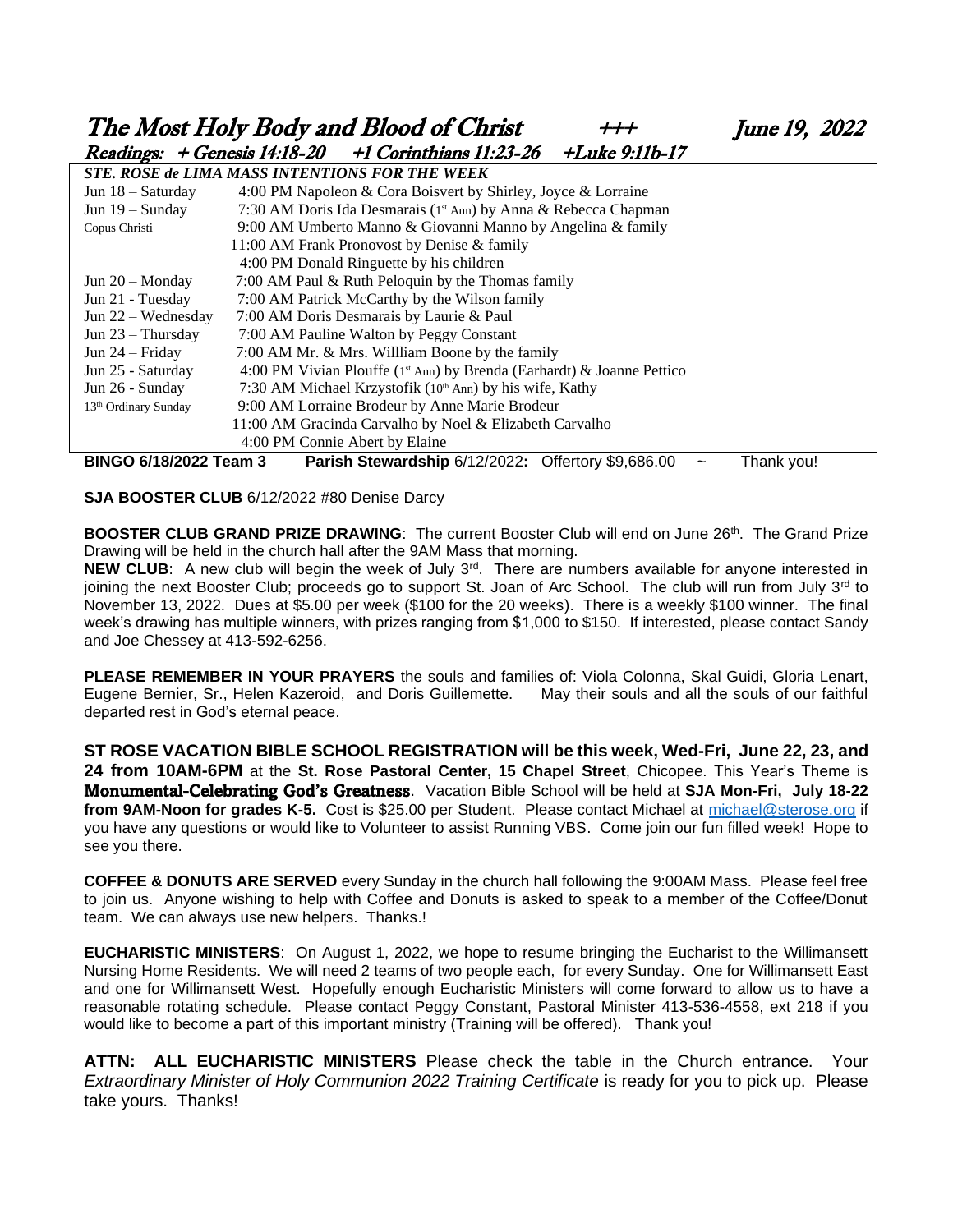# The Most Holy Body and Blood of Christ +++ June 19, 2022

**Readings: + Genesis 14:18-20 +1 Corinthians 11:23-26 +Luke 9:11b-17**

| *STE. ROSE de LIMA MASS INTENTIONS FOR THE WEEK* | |
|---|---|
| Jun 18 – Saturday | 4:00 PM Napoleon & Cora Boisvert by Shirley, Joyce & Lorraine |
| Jun 19 – Sunday | 7:30 AM Doris Ida Desmarais (1st Ann) by Anna & Rebecca Chapman |
| Copus Christi | 9:00 AM Umberto Manno & Giovanni Manno by Angelina & family |
| | 11:00 AM Frank Pronovost by Denise & family |
| | 4:00 PM Donald Ringuette by his children |
| Jun 20 – Monday | 7:00 AM Paul & Ruth Peloquin by the Thomas family |
| Jun 21 - Tuesday | 7:00 AM Patrick McCarthy by the Wilson family |
| Jun 22 – Wednesday | 7:00 AM Doris Desmarais by Laurie & Paul |
| Jun 23 – Thursday | 7:00 AM Pauline Walton by Peggy Constant |
| Jun 24 – Friday | 7:00 AM Mr. & Mrs. Willliam Boone by the family |
| Jun 25 - Saturday | 4:00 PM Vivian Plouffe (1st Ann) by Brenda (Earhardt) & Joanne Pettico |
| Jun 26 - Sunday | 7:30 AM Michael Krzystofik (10th Ann) by his wife, Kathy |
| 13th Ordinary Sunday | 9:00 AM Lorraine Brodeur by Anne Marie Brodeur |
| | 11:00 AM Gracinda Carvalho by Noel & Elizabeth Carvalho |
| | 4:00 PM Connie Abert by Elaine |

**BINGO 6/18/2022 Team 3** **Parish Stewardship** 6/12/2022**:** Offertory $9,686.00 ~ Thank you!

**SJA BOOSTER CLUB** 6/12/2022 #80 Denise Darcy

**BOOSTER CLUB GRAND PRIZE DRAWING**: The current Booster Club will end on June 26th. The Grand Prize Drawing will be held in the church hall after the 9AM Mass that morning.

**NEW CLUB**: A new club will begin the week of July 3rd. There are numbers available for anyone interested in joining the next Booster Club; proceeds go to support St. Joan of Arc School. The club will run from July 3rd to November 13, 2022. Dues at $5.00 per week ($100 for the 20 weeks). There is a weekly $100 winner. The final week's drawing has multiple winners, with prizes ranging from $1,000 to $150. If interested, please contact Sandy and Joe Chessey at 413-592-6256.

**PLEASE REMEMBER IN YOUR PRAYERS** the souls and families of: Viola Colonna, Skal Guidi, Gloria Lenart, Eugene Bernier, Sr., Helen Kazeroid, and Doris Guillemette. May their souls and all the souls of our faithful departed rest in God's eternal peace.

**ST ROSE VACATION BIBLE SCHOOL REGISTRATION will be this week, Wed-Fri, June 22, 23, and 24 from 10AM-6PM** at the **St. Rose Pastoral Center, 15 Chapel Street**, Chicopee. This Year's Theme is **Monumental-Celebrating God's Greatness**. Vacation Bible School will be held at **SJA Mon-Fri, July 18-22 from 9AM-Noon for grades K-5.** Cost is $25.00 per Student. Please contact Michael at michael@sterose.org if you have any questions or would like to Volunteer to assist Running VBS. Come join our fun filled week! Hope to see you there.

**COFFEE & DONUTS ARE SERVED** every Sunday in the church hall following the 9:00AM Mass. Please feel free to join us. Anyone wishing to help with Coffee and Donuts is asked to speak to a member of the Coffee/Donut team. We can always use new helpers. Thanks.!

**EUCHARISTIC MINISTERS**: On August 1, 2022, we hope to resume bringing the Eucharist to the Willimansett Nursing Home Residents. We will need 2 teams of two people each, for every Sunday. One for Willimansett East and one for Willimansett West. Hopefully enough Eucharistic Ministers will come forward to allow us to have a reasonable rotating schedule. Please contact Peggy Constant, Pastoral Minister 413-536-4558, ext 218 if you would like to become a part of this important ministry (Training will be offered). Thank you!

**ATTN: ALL EUCHARISTIC MINISTERS** Please check the table in the Church entrance. Your *Extraordinary Minister of Holy Communion 2022 Training Certificate* is ready for you to pick up. Please take yours. Thanks!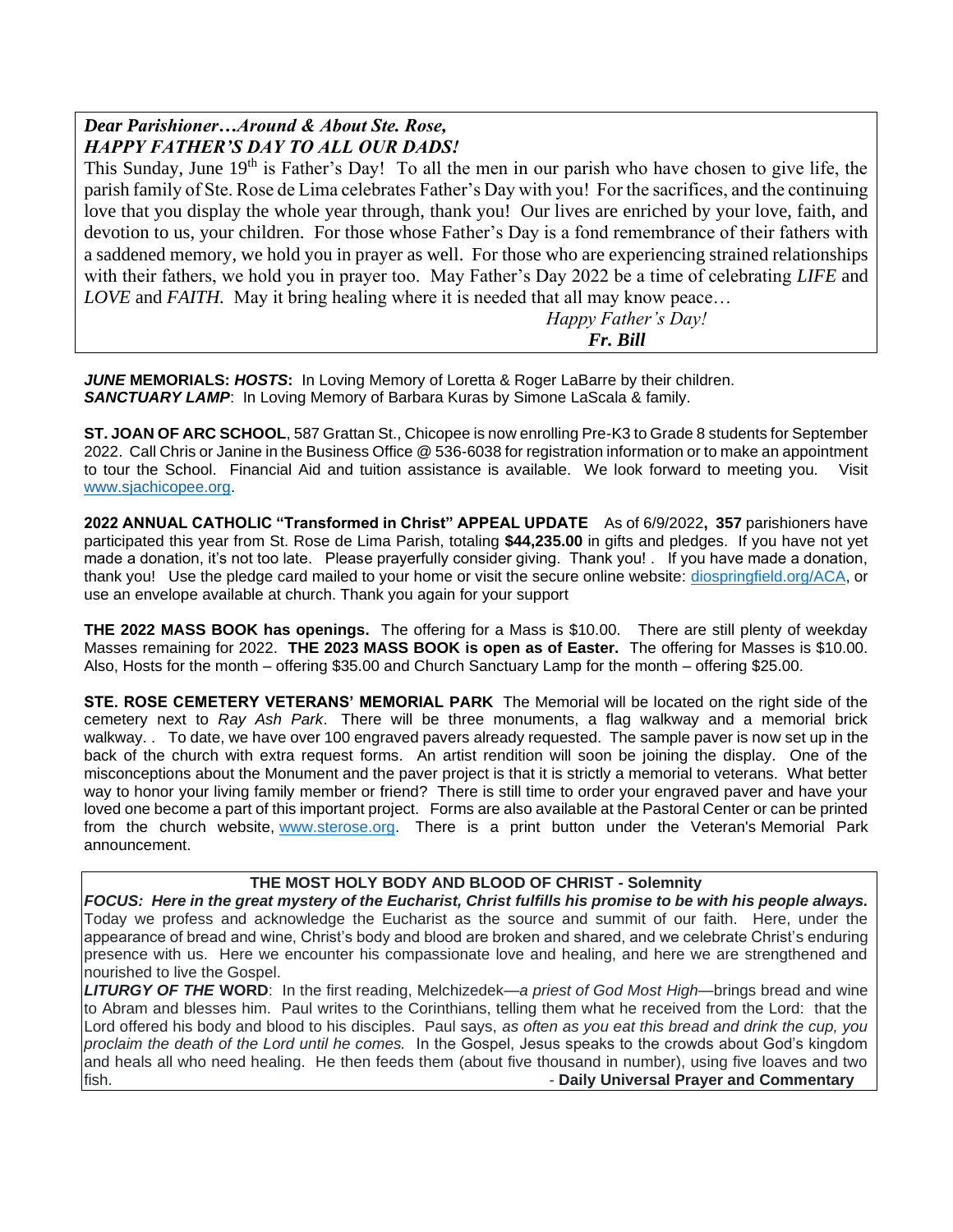***Dear Parishioner…Around & About Ste. Rose,***
***HAPPY FATHER'S DAY TO ALL OUR DADS!***

This Sunday, June 19th is Father's Day! To all the men in our parish who have chosen to give life, the parish family of Ste. Rose de Lima celebrates Father's Day with you! For the sacrifices, and the continuing love that you display the whole year through, thank you! Our lives are enriched by your love, faith, and devotion to us, your children. For those whose Father's Day is a fond remembrance of their fathers with a saddened memory, we hold you in prayer as well. For those who are experiencing strained relationships with their fathers, we hold you in prayer too. May Father's Day 2022 be a time of celebrating *LIFE* and *LOVE* and *FAITH.* May it bring healing where it is needed that all may know peace…

*Happy Father's Day!*
***Fr. Bill***

***JUNE* MEMORIALS: *HOSTS*:** In Loving Memory of Loretta & Roger LaBarre by their children.
***SANCTUARY LAMP***: In Loving Memory of Barbara Kuras by Simone LaScala & family.

**ST. JOAN OF ARC SCHOOL**, 587 Grattan St., Chicopee is now enrolling Pre-K3 to Grade 8 students for September 2022. Call Chris or Janine in the Business Office @ 536-6038 for registration information or to make an appointment to tour the School. Financial Aid and tuition assistance is available. We look forward to meeting you. Visit www.sjachicopee.org.

**2022 ANNUAL CATHOLIC "Transformed in Christ" APPEAL UPDATE** As of 6/9/2022**, 357** parishioners have participated this year from St. Rose de Lima Parish, totaling **$44,235.00** in gifts and pledges. If you have not yet made a donation, it's not too late. Please prayerfully consider giving. Thank you! . If you have made a donation, thank you! Use the pledge card mailed to your home or visit the secure online website: diospringfield.org/ACA, or use an envelope available at church. Thank you again for your support

**THE 2022 MASS BOOK has openings.** The offering for a Mass is $10.00. There are still plenty of weekday Masses remaining for 2022. **THE 2023 MASS BOOK is open as of Easter.** The offering for Masses is $10.00. Also, Hosts for the month – offering $35.00 and Church Sanctuary Lamp for the month – offering $25.00.

**STE. ROSE CEMETERY VETERANS' MEMORIAL PARK** The Memorial will be located on the right side of the cemetery next to *Ray Ash Park*. There will be three monuments, a flag walkway and a memorial brick walkway. . To date, we have over 100 engraved pavers already requested. The sample paver is now set up in the back of the church with extra request forms. An artist rendition will soon be joining the display. One of the misconceptions about the Monument and the paver project is that it is strictly a memorial to veterans. What better way to honor your living family member or friend? There is still time to order your engraved paver and have your loved one become a part of this important project. Forms are also available at the Pastoral Center or can be printed from the church website, www.sterose.org. There is a print button under the Veteran's Memorial Park announcement.

**THE MOST HOLY BODY AND BLOOD OF CHRIST - Solemnity**

***FOCUS: Here in the great mystery of the Eucharist, Christ fulfills his promise to be with his people always.*** Today we profess and acknowledge the Eucharist as the source and summit of our faith. Here, under the appearance of bread and wine, Christ's body and blood are broken and shared, and we celebrate Christ's enduring presence with us. Here we encounter his compassionate love and healing, and here we are strengthened and nourished to live the Gospel.

***LITURGY OF THE* WORD**: In the first reading, Melchizedek—*a priest of God Most High*—brings bread and wine to Abram and blesses him. Paul writes to the Corinthians, telling them what he received from the Lord: that the Lord offered his body and blood to his disciples. Paul says, *as often as you eat this bread and drink the cup, you proclaim the death of the Lord until he comes.* In the Gospel, Jesus speaks to the crowds about God's kingdom and heals all who need healing. He then feeds them (about five thousand in number), using five loaves and two fish. - **Daily Universal Prayer and Commentary**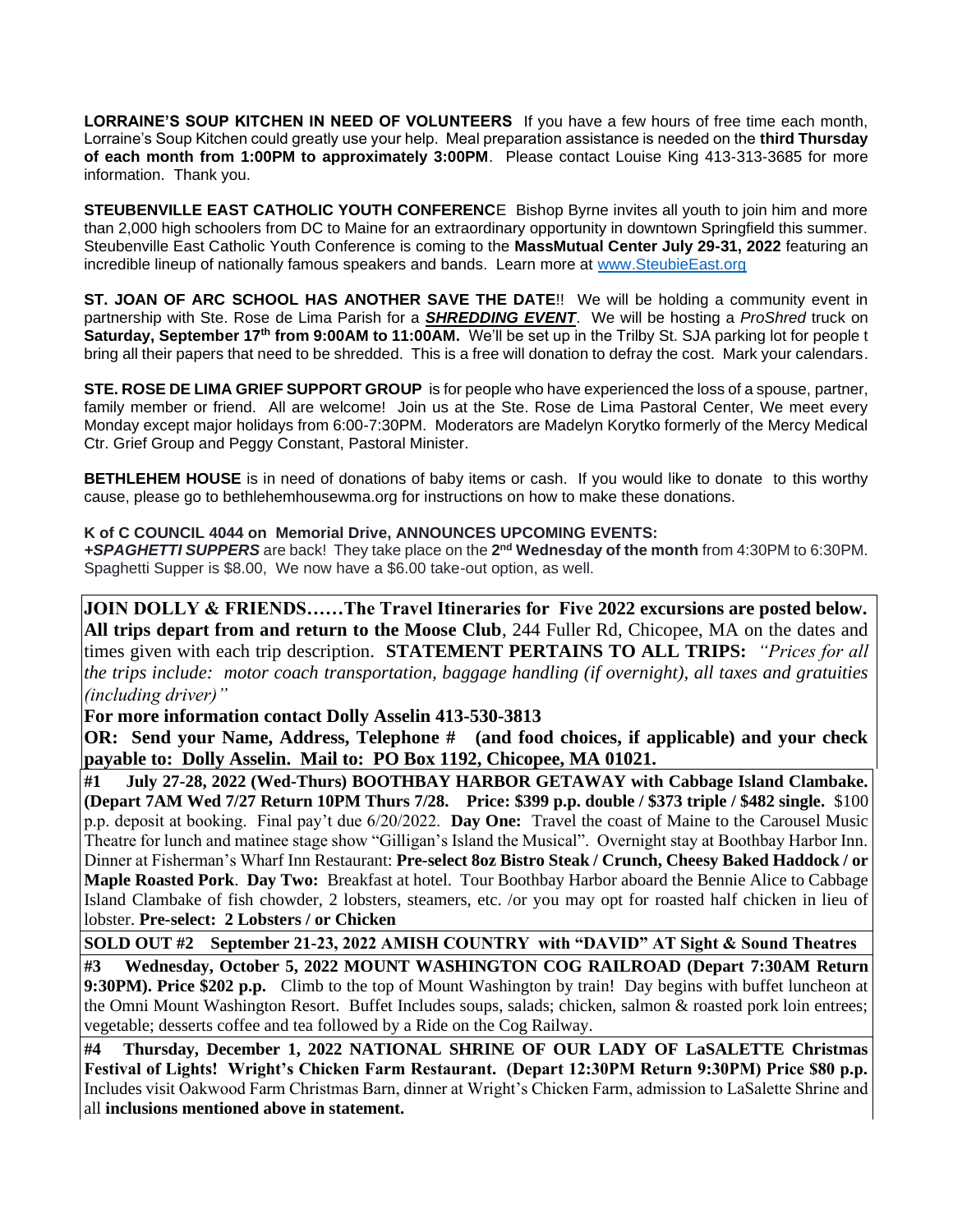**LORRAINE'S SOUP KITCHEN IN NEED OF VOLUNTEERS** If you have a few hours of free time each month, Lorraine's Soup Kitchen could greatly use your help. Meal preparation assistance is needed on the **third Thursday of each month from 1:00PM to approximately 3:00PM**. Please contact Louise King 413-313-3685 for more information. Thank you.

**STEUBENVILLE EAST CATHOLIC YOUTH CONFERENC**E Bishop Byrne invites all youth to join him and more than 2,000 high schoolers from DC to Maine for an extraordinary opportunity in downtown Springfield this summer. Steubenville East Catholic Youth Conference is coming to the **MassMutual Center July 29-31, 2022** featuring an incredible lineup of nationally famous speakers and bands. Learn more at www.SteubieEast.org

**ST. JOAN OF ARC SCHOOL HAS ANOTHER SAVE THE DATE**!! We will be holding a community event in partnership with Ste. Rose de Lima Parish for a ***SHREDDING EVENT***. We will be hosting a *ProShred* truck on **Saturday, September 17th from 9:00AM to 11:00AM.** We'll be set up in the Trilby St. SJA parking lot for people t bring all their papers that need to be shredded. This is a free will donation to defray the cost. Mark your calendars.

**STE. ROSE DE LIMA GRIEF SUPPORT GROUP** is for people who have experienced the loss of a spouse, partner, family member or friend. All are welcome! Join us at the Ste. Rose de Lima Pastoral Center, We meet every Monday except major holidays from 6:00-7:30PM. Moderators are Madelyn Korytko formerly of the Mercy Medical Ctr. Grief Group and Peggy Constant, Pastoral Minister.

**BETHLEHEM HOUSE** is in need of donations of baby items or cash. If you would like to donate to this worthy cause, please go to bethlehemhousewma.org for instructions on how to make these donations.

**K of C COUNCIL 4044 on Memorial Drive, ANNOUNCES UPCOMING EVENTS:**
***+SPAGHETTI SUPPERS*** are back! They take place on the **2nd Wednesday of the month** from 4:30PM to 6:30PM. Spaghetti Supper is $8.00, We now have a $6.00 take-out option, as well.

**JOIN DOLLY & FRIENDS……The Travel Itineraries for Five 2022 excursions are posted below. All trips depart from and return to the Moose Club**, 244 Fuller Rd, Chicopee, MA on the dates and times given with each trip description. **STATEMENT PERTAINS TO ALL TRIPS:** *"Prices for all the trips include: motor coach transportation, baggage handling (if overnight), all taxes and gratuities (including driver)"*

**For more information contact Dolly Asselin 413-530-3813**

**OR: Send your Name, Address, Telephone # (and food choices, if applicable) and your check payable to: Dolly Asselin. Mail to: PO Box 1192, Chicopee, MA 01021.**

**#1 July 27-28, 2022 (Wed-Thurs) BOOTHBAY HARBOR GETAWAY with Cabbage Island Clambake. (Depart 7AM Wed 7/27 Return 10PM Thurs 7/28. Price: $399 p.p. double / $373 triple / $482 single.** $100 p.p. deposit at booking. Final pay't due 6/20/2022. **Day One:** Travel the coast of Maine to the Carousel Music Theatre for lunch and matinee stage show "Gilligan's Island the Musical". Overnight stay at Boothbay Harbor Inn. Dinner at Fisherman's Wharf Inn Restaurant: **Pre-select 8oz Bistro Steak / Crunch, Cheesy Baked Haddock / or Maple Roasted Pork**. **Day Two:** Breakfast at hotel. Tour Boothbay Harbor aboard the Bennie Alice to Cabbage Island Clambake of fish chowder, 2 lobsters, steamers, etc. /or you may opt for roasted half chicken in lieu of lobster. **Pre-select: 2 Lobsters / or Chicken**

**SOLD OUT #2 September 21-23, 2022 AMISH COUNTRY with "DAVID" AT Sight & Sound Theatres**

**#3 Wednesday, October 5, 2022 MOUNT WASHINGTON COG RAILROAD (Depart 7:30AM Return 9:30PM). Price $202 p.p.** Climb to the top of Mount Washington by train! Day begins with buffet luncheon at the Omni Mount Washington Resort. Buffet Includes soups, salads; chicken, salmon & roasted pork loin entrees; vegetable; desserts coffee and tea followed by a Ride on the Cog Railway.

**#4 Thursday, December 1, 2022 NATIONAL SHRINE OF OUR LADY OF LaSALETTE Christmas Festival of Lights! Wright's Chicken Farm Restaurant. (Depart 12:30PM Return 9:30PM) Price $80 p.p.** Includes visit Oakwood Farm Christmas Barn, dinner at Wright's Chicken Farm, admission to LaSalette Shrine and all **inclusions mentioned above in statement.**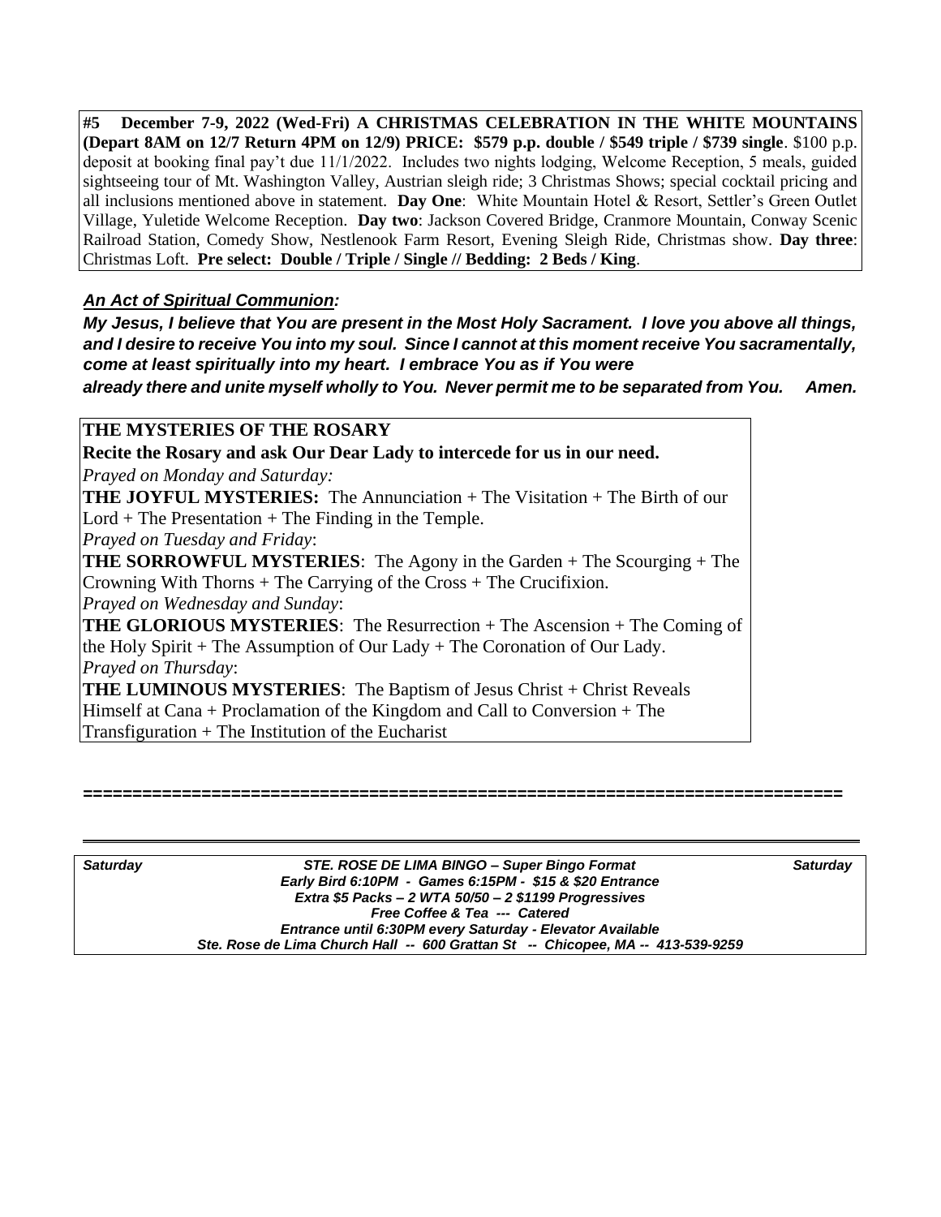**#5 December 7-9, 2022 (Wed-Fri) A CHRISTMAS CELEBRATION IN THE WHITE MOUNTAINS (Depart 8AM on 12/7 Return 4PM on 12/9) PRICE: $579 p.p. double / $549 triple / $739 single**. $100 p.p. deposit at booking final pay't due 11/1/2022. Includes two nights lodging, Welcome Reception, 5 meals, guided sightseeing tour of Mt. Washington Valley, Austrian sleigh ride; 3 Christmas Shows; special cocktail pricing and all inclusions mentioned above in statement. **Day One**: White Mountain Hotel & Resort, Settler's Green Outlet Village, Yuletide Welcome Reception. **Day two**: Jackson Covered Bridge, Cranmore Mountain, Conway Scenic Railroad Station, Comedy Show, Nestlenook Farm Resort, Evening Sleigh Ride, Christmas show. **Day three**: Christmas Loft. **Pre select: Double / Triple / Single // Bedding: 2 Beds / King**.

***An Act of Spiritual Communion:***

***My Jesus, I believe that You are present in the Most Holy Sacrament. I love you above all things, and I desire to receive You into my soul. Since I cannot at this moment receive You sacramentally, come at least spiritually into my heart. I embrace You as if You were already there and unite myself wholly to You. Never permit me to be separated from You. Amen.***

**THE MYSTERIES OF THE ROSARY**

**Recite the Rosary and ask Our Dear Lady to intercede for us in our need.**

*Prayed on Monday and Saturday:*

**THE JOYFUL MYSTERIES:** The Annunciation + The Visitation + The Birth of our Lord + The Presentation + The Finding in the Temple.

*Prayed on Tuesday and Friday*:

**THE SORROWFUL MYSTERIES**: The Agony in the Garden + The Scourging + The Crowning With Thorns + The Carrying of the Cross + The Crucifixion.

*Prayed on Wednesday and Sunday*:

**THE GLORIOUS MYSTERIES**: The Resurrection + The Ascension + The Coming of the Holy Spirit + The Assumption of Our Lady + The Coronation of Our Lady.

*Prayed on Thursday*:

**THE LUMINOUS MYSTERIES**: The Baptism of Jesus Christ + Christ Reveals Himself at Cana + Proclamation of the Kingdom and Call to Conversion + The Transfiguration + The Institution of the Eucharist

==========================================================================

***Saturday*** ***STE. ROSE DE LIMA BINGO – Super Bingo Format*** ***Saturday***

***Early Bird 6:10PM - Games 6:15PM - $15 & $20 Entrance***

***Extra $5 Packs – 2 WTA 50/50 – 2 $1199 Progressives***

***Free Coffee & Tea --- Catered***

***Entrance until 6:30PM every Saturday - Elevator Available***

***Ste. Rose de Lima Church Hall -- 600 Grattan St -- Chicopee, MA -- 413-539-9259***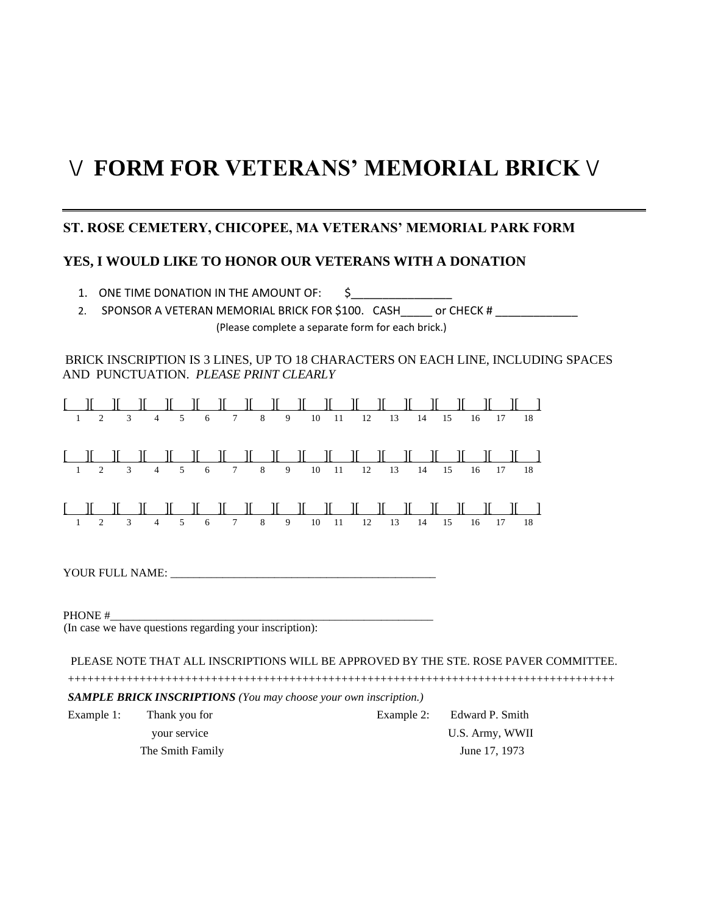# \/ FORM FOR VETERANS' MEMORIAL BRICK \/

---

**ST. ROSE CEMETERY, CHICOPEE, MA VETERANS' MEMORIAL PARK FORM**

**YES, I WOULD LIKE TO HONOR OUR VETERANS WITH A DONATION**

1. ONE TIME DONATION IN THE AMOUNT OF: $________________
2. SPONSOR A VETERAN MEMORIAL BRICK FOR $100. CASH_____ or CHECK # _____________

   (Please complete a separate form for each brick.)

BRICK INSCRIPTION IS 3 LINES, UP TO 18 CHARACTERS ON EACH LINE, INCLUDING SPACES AND PUNCTUATION. *PLEASE PRINT CLEARLY*

[__][__][__][__][__][__][__][__][__][__][__][__][__][__][__][__][__][__]
1 2 3 4 5 6 7 8 9 10 11 12 13 14 15 16 17 18

[__][__][__][__][__][__][__][__][__][__][__][__][__][__][__][__][__][__]
1 2 3 4 5 6 7 8 9 10 11 12 13 14 15 16 17 18

[__][__][__][__][__][__][__][__][__][__][__][__][__][__][__][__][__][__]
1 2 3 4 5 6 7 8 9 10 11 12 13 14 15 16 17 18

YOUR FULL NAME: _______________________________________________

PHONE #_________________________________________________________
(In case we have questions regarding your inscription):

PLEASE NOTE THAT ALL INSCRIPTIONS WILL BE APPROVED BY THE STE. ROSE PAVER COMMITTEE.

+++++++++++++++++++++++++++++++++++++++++++++++++++++++++++++++++++++++++++++++++++++++++

***SAMPLE BRICK INSCRIPTIONS*** *(You may choose your own inscription.)*

Example 1:
Thank you for
your service
The Smith Family

Example 2:
Edward P. Smith
U.S. Army, WWII
June 17, 1973